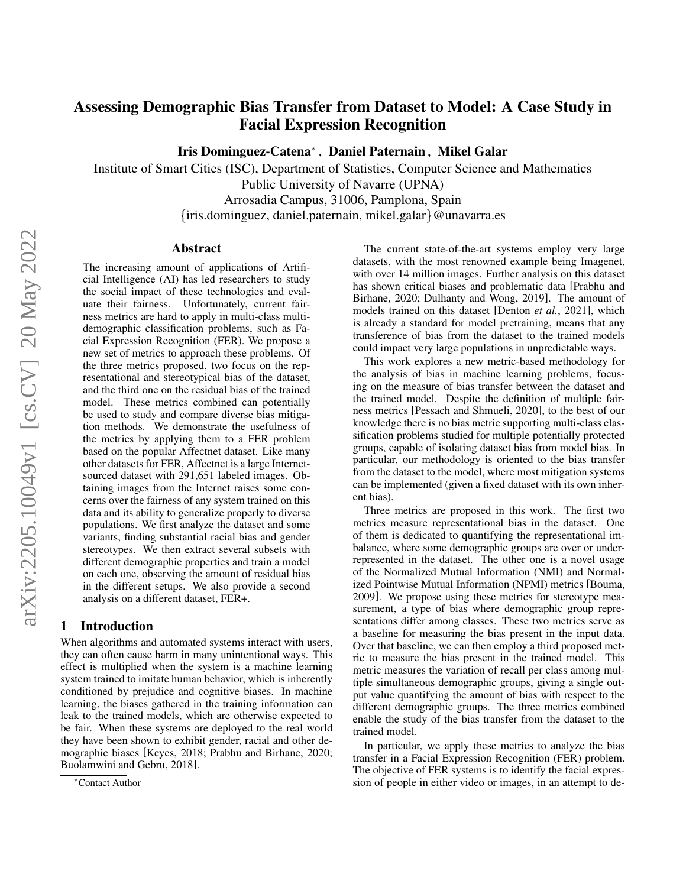# Assessing Demographic Bias Transfer from Dataset to Model: A Case Study in Facial Expression Recognition

**Iris Dominguez-Catena*, Daniel Paternain, Mikel Galar**

Institute of Smart Cities (ISC), Department of Statistics, Computer Science and Mathematics
Public University of Navarre (UPNA)
Arrosadia Campus, 31006, Pamplona, Spain
{iris.dominguez, daniel.paternain, mikel.galar}@unavarra.es

## Abstract

The increasing amount of applications of Artificial Intelligence (AI) has led researchers to study the social impact of these technologies and evaluate their fairness. Unfortunately, current fairness metrics are hard to apply in multi-class multi-demographic classification problems, such as Facial Expression Recognition (FER). We propose a new set of metrics to approach these problems. Of the three metrics proposed, two focus on the representational and stereotypical bias of the dataset, and the third one on the residual bias of the trained model. These metrics combined can potentially be used to study and compare diverse bias mitigation methods. We demonstrate the usefulness of the metrics by applying them to a FER problem based on the popular Affectnet dataset. Like many other datasets for FER, Affectnet is a large Internet-sourced dataset with 291,651 labeled images. Obtaining images from the Internet raises some concerns over the fairness of any system trained on this data and its ability to generalize properly to diverse populations. We first analyze the dataset and some variants, finding substantial racial bias and gender stereotypes. We then extract several subsets with different demographic properties and train a model on each one, observing the amount of residual bias in the different setups. We also provide a second analysis on a different dataset, FER+.

## 1 Introduction

When algorithms and automated systems interact with users, they can often cause harm in many unintentional ways. This effect is multiplied when the system is a machine learning system trained to imitate human behavior, which is inherently conditioned by prejudice and cognitive biases. In machine learning, the biases gathered in the training information can leak to the trained models, which are otherwise expected to be fair. When these systems are deployed to the real world they have been shown to exhibit gender, racial and other demographic biases [Keyes, 2018; Prabhu and Birhane, 2020; Buolamwini and Gebru, 2018].

The current state-of-the-art systems employ very large datasets, with the most renowned example being Imagenet, with over 14 million images. Further analysis on this dataset has shown critical biases and problematic data [Prabhu and Birhane, 2020; Dulhanty and Wong, 2019]. The amount of models trained on this dataset [Denton *et al.*, 2021], which is already a standard for model pretraining, means that any transference of bias from the dataset to the trained models could impact very large populations in unpredictable ways.

This work explores a new metric-based methodology for the analysis of bias in machine learning problems, focusing on the measure of bias transfer between the dataset and the trained model. Despite the definition of multiple fairness metrics [Pessach and Shmueli, 2020], to the best of our knowledge there is no bias metric supporting multi-class classification problems studied for multiple potentially protected groups, capable of isolating dataset bias from model bias. In particular, our methodology is oriented to the bias transfer from the dataset to the model, where most mitigation systems can be implemented (given a fixed dataset with its own inherent bias).

Three metrics are proposed in this work. The first two metrics measure representational bias in the dataset. One of them is dedicated to quantifying the representational imbalance, where some demographic groups are over or underrepresented in the dataset. The other one is a novel usage of the Normalized Mutual Information (NMI) and Normalized Pointwise Mutual Information (NPMI) metrics [Bouma, 2009]. We propose using these metrics for stereotype measurement, a type of bias where demographic group representations differ among classes. These two metrics serve as a baseline for measuring the bias present in the input data. Over that baseline, we can then employ a third proposed metric to measure the bias present in the trained model. This metric measures the variation of recall per class among multiple simultaneous demographic groups, giving a single output value quantifying the amount of bias with respect to the different demographic groups. The three metrics combined enable the study of the bias transfer from the dataset to the trained model.

In particular, we apply these metrics to analyze the bias transfer in a Facial Expression Recognition (FER) problem. The objective of FER systems is to identify the facial expression of people in either video or images, in an attempt to de-

*Contact Author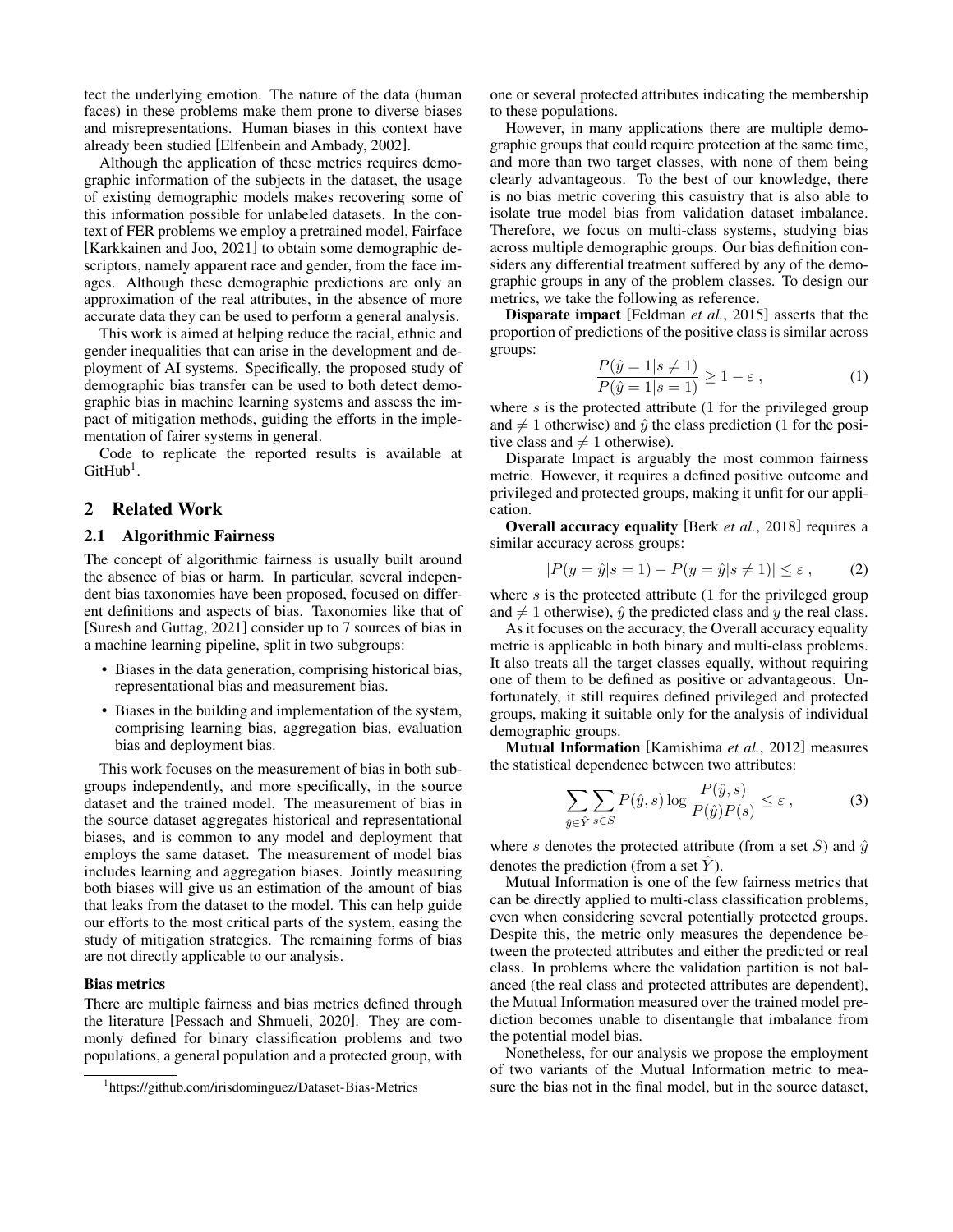tect the underlying emotion. The nature of the data (human faces) in these problems make them prone to diverse biases and misrepresentations. Human biases in this context have already been studied [Elfenbein and Ambady, 2002].

Although the application of these metrics requires demographic information of the subjects in the dataset, the usage of existing demographic models makes recovering some of this information possible for unlabeled datasets. In the context of FER problems we employ a pretrained model, Fairface [Karkkainen and Joo, 2021] to obtain some demographic descriptors, namely apparent race and gender, from the face images. Although these demographic predictions are only an approximation of the real attributes, in the absence of more accurate data they can be used to perform a general analysis.

This work is aimed at helping reduce the racial, ethnic and gender inequalities that can arise in the development and deployment of AI systems. Specifically, the proposed study of demographic bias transfer can be used to both detect demographic bias in machine learning systems and assess the impact of mitigation methods, guiding the efforts in the implementation of fairer systems in general.

Code to replicate the reported results is available at GitHub[1].

## 2 Related Work

### 2.1 Algorithmic Fairness

The concept of algorithmic fairness is usually built around the absence of bias or harm. In particular, several independent bias taxonomies have been proposed, focused on different definitions and aspects of bias. Taxonomies like that of [Suresh and Guttag, 2021] consider up to 7 sources of bias in a machine learning pipeline, split in two subgroups:

- Biases in the data generation, comprising historical bias, representational bias and measurement bias.
- Biases in the building and implementation of the system, comprising learning bias, aggregation bias, evaluation bias and deployment bias.

This work focuses on the measurement of bias in both subgroups independently, and more specifically, in the source dataset and the trained model. The measurement of bias in the source dataset aggregates historical and representational biases, and is common to any model and deployment that employs the same dataset. The measurement of model bias includes learning and aggregation biases. Jointly measuring both biases will give us an estimation of the amount of bias that leaks from the dataset to the model. This can help guide our efforts to the most critical parts of the system, easing the study of mitigation strategies. The remaining forms of bias are not directly applicable to our analysis.

**Bias metrics**

There are multiple fairness and bias metrics defined through the literature [Pessach and Shmueli, 2020]. They are commonly defined for binary classification problems and two populations, a general population and a protected group, with one or several protected attributes indicating the membership to these populations.

However, in many applications there are multiple demographic groups that could require protection at the same time, and more than two target classes, with none of them being clearly advantageous. To the best of our knowledge, there is no bias metric covering this casuistry that is also able to isolate true model bias from validation dataset imbalance. Therefore, we focus on multi-class systems, studying bias across multiple demographic groups. Our bias definition considers any differential treatment suffered by any of the demographic groups in any of the problem classes. To design our metrics, we take the following as reference.

**Disparate impact** [Feldman *et al.*, 2015] asserts that the proportion of predictions of the positive class is similar across groups:

$$\frac{P(\hat{y}=1|s\neq 1)}{P(\hat{y}=1|s=1)} \geq 1-\varepsilon\,, \tag{1}$$

where $s$ is the protected attribute (1 for the privileged group and $\neq 1$ otherwise) and $\hat{y}$ the class prediction (1 for the positive class and $\neq 1$ otherwise).

Disparate Impact is arguably the most common fairness metric. However, it requires a defined positive outcome and privileged and protected groups, making it unfit for our application.

**Overall accuracy equality** [Berk *et al.*, 2018] requires a similar accuracy across groups:

$$|P(y=\hat{y}|s=1) - P(y=\hat{y}|s\neq 1)| \leq \varepsilon\,, \tag{2}$$

where $s$ is the protected attribute (1 for the privileged group and $\neq 1$ otherwise), $\hat{y}$ the predicted class and $y$ the real class.

As it focuses on the accuracy, the Overall accuracy equality metric is applicable in both binary and multi-class problems. It also treats all the target classes equally, without requiring one of them to be defined as positive or advantageous. Unfortunately, it still requires defined privileged and protected groups, making it suitable only for the analysis of individual demographic groups.

**Mutual Information** [Kamishima *et al.*, 2012] measures the statistical dependence between two attributes:

$$\sum_{\hat{y}\in\hat{Y}}\sum_{s\in S} P(\hat{y},s)\log\frac{P(\hat{y},s)}{P(\hat{y})P(s)} \leq \varepsilon\,, \tag{3}$$

where $s$ denotes the protected attribute (from a set $S$) and $\hat{y}$ denotes the prediction (from a set $\hat{Y}$).

Mutual Information is one of the few fairness metrics that can be directly applied to multi-class classification problems, even when considering several potentially protected groups. Despite this, the metric only measures the dependence between the protected attributes and either the predicted or real class. In problems where the validation partition is not balanced (the real class and protected attributes are dependent), the Mutual Information measured over the trained model prediction becomes unable to disentangle that imbalance from the potential model bias.

Nonetheless, for our analysis we propose the employment of two variants of the Mutual Information metric to measure the bias not in the final model, but in the source dataset,

[1] https://github.com/irisdominguez/Dataset-Bias-Metrics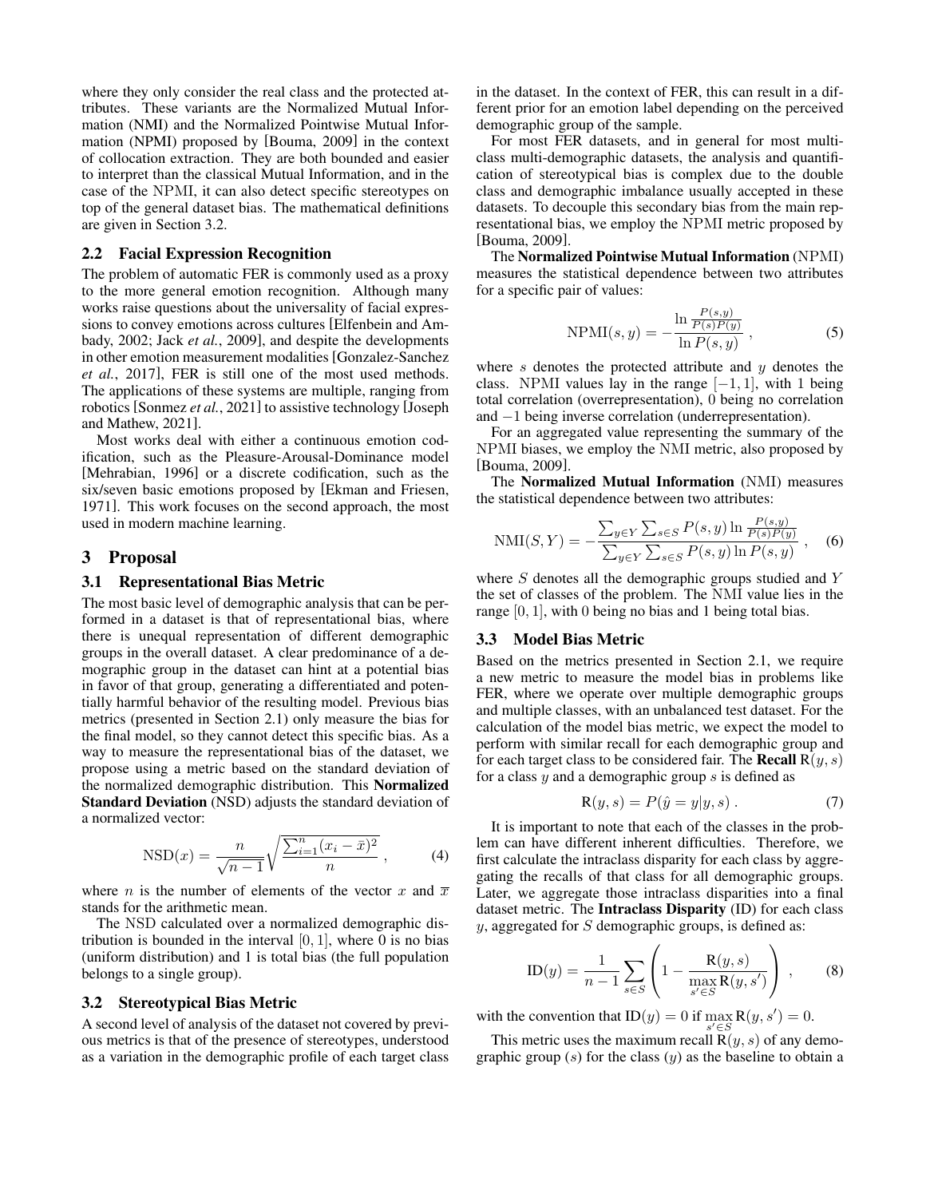where they only consider the real class and the protected attributes. These variants are the Normalized Mutual Information (NMI) and the Normalized Pointwise Mutual Information (NPMI) proposed by [Bouma, 2009] in the context of collocation extraction. They are both bounded and easier to interpret than the classical Mutual Information, and in the case of the NPMI, it can also detect specific stereotypes on top of the general dataset bias. The mathematical definitions are given in Section 3.2.

### 2.2 Facial Expression Recognition

The problem of automatic FER is commonly used as a proxy to the more general emotion recognition. Although many works raise questions about the universality of facial expressions to convey emotions across cultures [Elfenbein and Ambady, 2002; Jack *et al.*, 2009], and despite the developments in other emotion measurement modalities [Gonzalez-Sanchez *et al.*, 2017], FER is still one of the most used methods. The applications of these systems are multiple, ranging from robotics [Sonmez *et al.*, 2021] to assistive technology [Joseph and Mathew, 2021].

Most works deal with either a continuous emotion codification, such as the Pleasure-Arousal-Dominance model [Mehrabian, 1996] or a discrete codification, such as the six/seven basic emotions proposed by [Ekman and Friesen, 1971]. This work focuses on the second approach, the most used in modern machine learning.

## 3 Proposal

### 3.1 Representational Bias Metric

The most basic level of demographic analysis that can be performed in a dataset is that of representational bias, where there is unequal representation of different demographic groups in the overall dataset. A clear predominance of a demographic group in the dataset can hint at a potential bias in favor of that group, generating a differentiated and potentially harmful behavior of the resulting model. Previous bias metrics (presented in Section 2.1) only measure the bias for the final model, so they cannot detect this specific bias. As a way to measure the representational bias of the dataset, we propose using a metric based on the standard deviation of the normalized demographic distribution. This **Normalized Standard Deviation** (NSD) adjusts the standard deviation of a normalized vector:

$$\text{NSD}(x) = \frac{n}{\sqrt{n-1}} \sqrt{\frac{\sum_{i=1}^{n} (x_i - \bar{x})^2}{n}} \,, \tag{4}$$

where $n$ is the number of elements of the vector $x$ and $\overline{x}$ stands for the arithmetic mean.

The NSD calculated over a normalized demographic distribution is bounded in the interval $[0, 1]$, where 0 is no bias (uniform distribution) and 1 is total bias (the full population belongs to a single group).

### 3.2 Stereotypical Bias Metric

A second level of analysis of the dataset not covered by previous metrics is that of the presence of stereotypes, understood as a variation in the demographic profile of each target class in the dataset. In the context of FER, this can result in a different prior for an emotion label depending on the perceived demographic group of the sample.

For most FER datasets, and in general for most multi-class multi-demographic datasets, the analysis and quantification of stereotypical bias is complex due to the double class and demographic imbalance usually accepted in these datasets. To decouple this secondary bias from the main representational bias, we employ the NPMI metric proposed by [Bouma, 2009].

The **Normalized Pointwise Mutual Information** (NPMI) measures the statistical dependence between two attributes for a specific pair of values:

$$\text{NPMI}(s, y) = -\frac{\ln \frac{P(s,y)}{P(s)P(y)}}{\ln P(s, y)} \,, \tag{5}$$

where $s$ denotes the protected attribute and $y$ denotes the class. NPMI values lay in the range $[-1, 1]$, with 1 being total correlation (overrepresentation), 0 being no correlation and $-1$ being inverse correlation (underrepresentation).

For an aggregated value representing the summary of the NPMI biases, we employ the NMI metric, also proposed by [Bouma, 2009].

The **Normalized Mutual Information** (NMI) measures the statistical dependence between two attributes:

$$\text{NMI}(S, Y) = -\frac{\sum_{y \in Y} \sum_{s \in S} P(s, y) \ln \frac{P(s,y)}{P(s)P(y)}}{\sum_{y \in Y} \sum_{s \in S} P(s, y) \ln P(s, y)} \,, \tag{6}$$

where $S$ denotes all the demographic groups studied and $Y$ the set of classes of the problem. The NMI value lies in the range $[0, 1]$, with 0 being no bias and 1 being total bias.

### 3.3 Model Bias Metric

Based on the metrics presented in Section 2.1, we require a new metric to measure the model bias in problems like FER, where we operate over multiple demographic groups and multiple classes, with an unbalanced test dataset. For the calculation of the model bias metric, we expect the model to perform with similar recall for each demographic group and for each target class to be considered fair. The **Recall** $\text{R}(y, s)$ for a class $y$ and a demographic group $s$ is defined as

$$\text{R}(y, s) = P(\hat{y} = y | y, s) \,. \tag{7}$$

It is important to note that each of the classes in the problem can have different inherent difficulties. Therefore, we first calculate the intraclass disparity for each class by aggregating the recalls of that class for all demographic groups. Later, we aggregate those intraclass disparities into a final dataset metric. The **Intraclass Disparity** (ID) for each class $y$, aggregated for $S$ demographic groups, is defined as:

$$\text{ID}(y) = \frac{1}{n-1} \sum_{s \in S} \left( 1 - \frac{\text{R}(y, s)}{\max\limits_{s' \in S} \text{R}(y, s')} \right) \,, \tag{8}$$

with the convention that $\text{ID}(y) = 0$ if $\max\limits_{s' \in S} \text{R}(y, s') = 0$.

This metric uses the maximum recall $\text{R}(y, s)$ of any demographic group ($s$) for the class ($y$) as the baseline to obtain a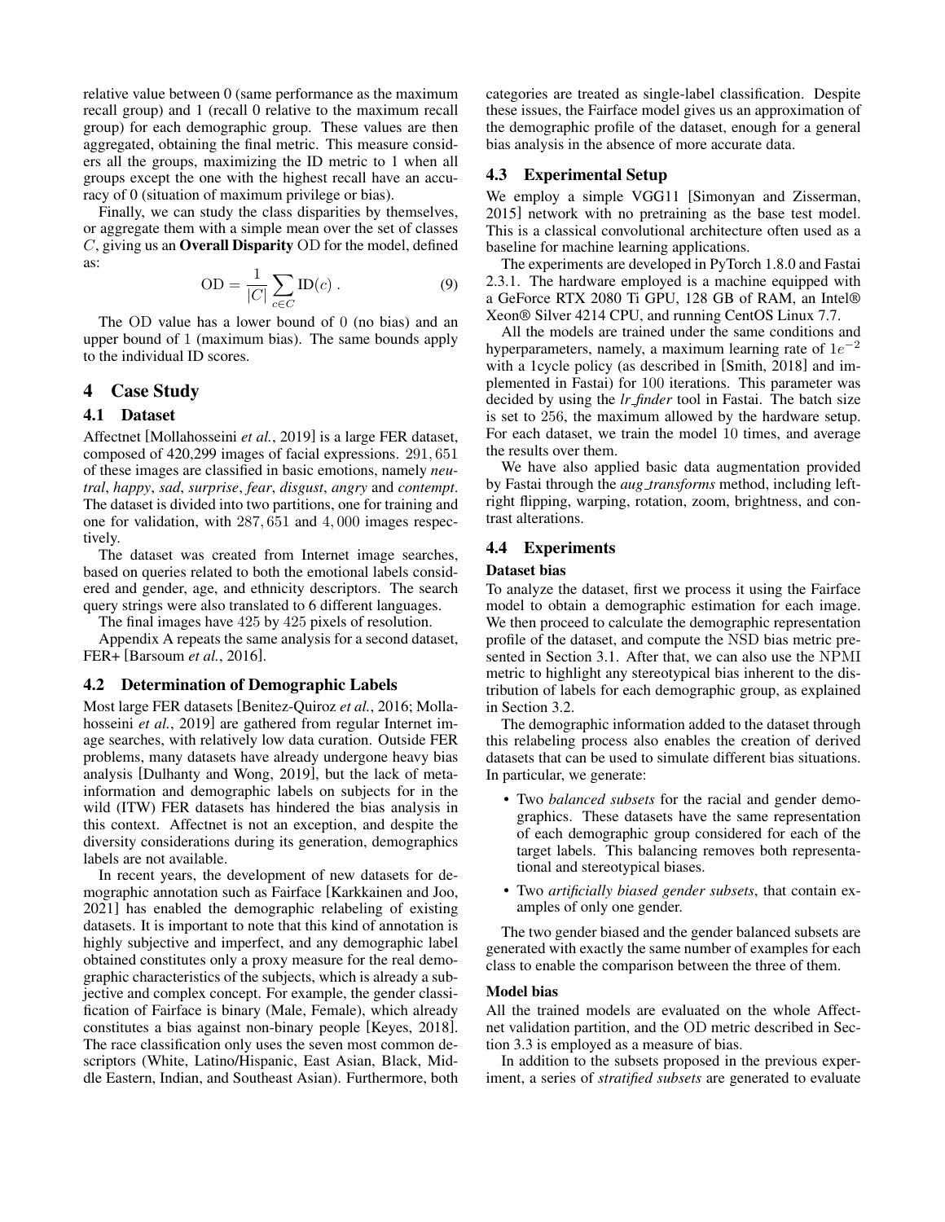relative value between 0 (same performance as the maximum recall group) and 1 (recall 0 relative to the maximum recall group) for each demographic group. These values are then aggregated, obtaining the final metric. This measure considers all the groups, maximizing the ID metric to 1 when all groups except the one with the highest recall have an accuracy of 0 (situation of maximum privilege or bias).

Finally, we can study the class disparities by themselves, or aggregate them with a simple mean over the set of classes $C$, giving us an **Overall Disparity** OD for the model, defined as:

$$\text{OD} = \frac{1}{|C|} \sum_{c \in C} \text{ID}(c) \ . \tag{9}$$

The OD value has a lower bound of 0 (no bias) and an upper bound of 1 (maximum bias). The same bounds apply to the individual ID scores.

## 4 Case Study

### 4.1 Dataset

Affectnet [Mollahosseini *et al.*, 2019] is a large FER dataset, composed of 420,299 images of facial expressions. $291,651$ of these images are classified in basic emotions, namely *neutral*, *happy*, *sad*, *surprise*, *fear*, *disgust*, *angry* and *contempt*. The dataset is divided into two partitions, one for training and one for validation, with $287,651$ and $4,000$ images respectively.

The dataset was created from Internet image searches, based on queries related to both the emotional labels considered and gender, age, and ethnicity descriptors. The search query strings were also translated to 6 different languages.

The final images have $425$ by $425$ pixels of resolution.

Appendix A repeats the same analysis for a second dataset, FER+ [Barsoum *et al.*, 2016].

### 4.2 Determination of Demographic Labels

Most large FER datasets [Benitez-Quiroz *et al.*, 2016; Mollahosseini *et al.*, 2019] are gathered from regular Internet image searches, with relatively low data curation. Outside FER problems, many datasets have already undergone heavy bias analysis [Dulhanty and Wong, 2019], but the lack of meta-information and demographic labels on subjects for in the wild (ITW) FER datasets has hindered the bias analysis in this context. Affectnet is not an exception, and despite the diversity considerations during its generation, demographics labels are not available.

In recent years, the development of new datasets for demographic annotation such as Fairface [Karkkainen and Joo, 2021] has enabled the demographic relabeling of existing datasets. It is important to note that this kind of annotation is highly subjective and imperfect, and any demographic label obtained constitutes only a proxy measure for the real demographic characteristics of the subjects, which is already a subjective and complex concept. For example, the gender classification of Fairface is binary (Male, Female), which already constitutes a bias against non-binary people [Keyes, 2018]. The race classification only uses the seven most common descriptors (White, Latino/Hispanic, East Asian, Black, Middle Eastern, Indian, and Southeast Asian). Furthermore, both categories are treated as single-label classification. Despite these issues, the Fairface model gives us an approximation of the demographic profile of the dataset, enough for a general bias analysis in the absence of more accurate data.

### 4.3 Experimental Setup

We employ a simple VGG11 [Simonyan and Zisserman, 2015] network with no pretraining as the base test model. This is a classical convolutional architecture often used as a baseline for machine learning applications.

The experiments are developed in PyTorch 1.8.0 and Fastai 2.3.1. The hardware employed is a machine equipped with a GeForce RTX 2080 Ti GPU, 128 GB of RAM, an Intel® Xeon® Silver 4214 CPU, and running CentOS Linux 7.7.

All the models are trained under the same conditions and hyperparameters, namely, a maximum learning rate of $1e^{-2}$ with a 1cycle policy (as described in [Smith, 2018] and implemented in Fastai) for $100$ iterations. This parameter was decided by using the *lr_finder* tool in Fastai. The batch size is set to $256$, the maximum allowed by the hardware setup. For each dataset, we train the model $10$ times, and average the results over them.

We have also applied basic data augmentation provided by Fastai through the *aug_transforms* method, including left-right flipping, warping, rotation, zoom, brightness, and contrast alterations.

### 4.4 Experiments

#### Dataset bias

To analyze the dataset, first we process it using the Fairface model to obtain a demographic estimation for each image. We then proceed to calculate the demographic representation profile of the dataset, and compute the NSD bias metric presented in Section 3.1. After that, we can also use the NPMI metric to highlight any stereotypical bias inherent to the distribution of labels for each demographic group, as explained in Section 3.2.

The demographic information added to the dataset through this relabeling process also enables the creation of derived datasets that can be used to simulate different bias situations. In particular, we generate:

- Two *balanced subsets* for the racial and gender demographics. These datasets have the same representation of each demographic group considered for each of the target labels. This balancing removes both representational and stereotypical biases.
- Two *artificially biased gender subsets*, that contain examples of only one gender.

The two gender biased and the gender balanced subsets are generated with exactly the same number of examples for each class to enable the comparison between the three of them.

#### Model bias

All the trained models are evaluated on the whole Affectnet validation partition, and the OD metric described in Section 3.3 is employed as a measure of bias.

In addition to the subsets proposed in the previous experiment, a series of *stratified subsets* are generated to evaluate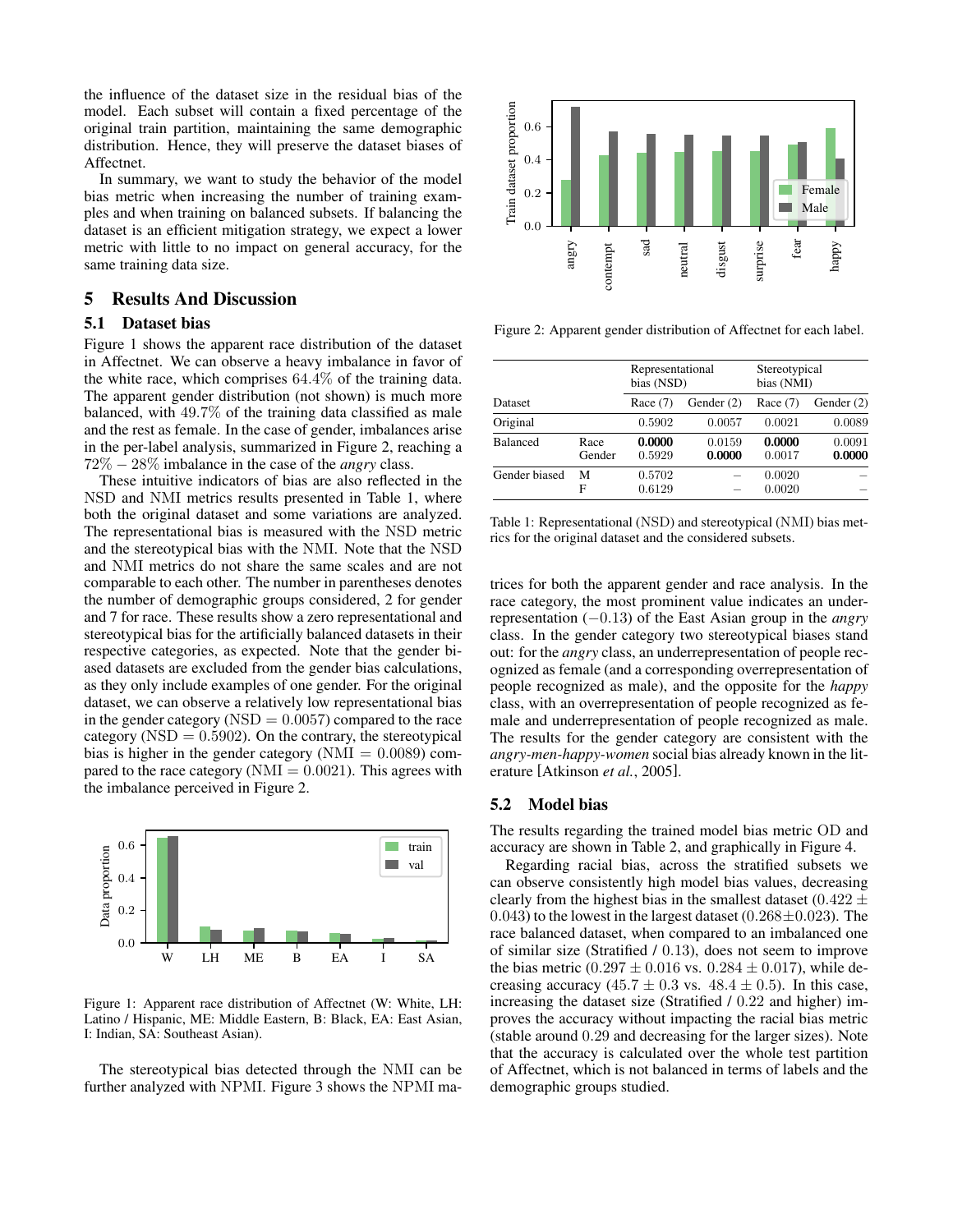the influence of the dataset size in the residual bias of the model. Each subset will contain a fixed percentage of the original train partition, maintaining the same demographic distribution. Hence, they will preserve the dataset biases of Affectnet.

In summary, we want to study the behavior of the model bias metric when increasing the number of training examples and when training on balanced subsets. If balancing the dataset is an efficient mitigation strategy, we expect a lower metric with little to no impact on general accuracy, for the same training data size.

## 5 Results And Discussion

### 5.1 Dataset bias

Figure 1 shows the apparent race distribution of the dataset in Affectnet. We can observe a heavy imbalance in favor of the white race, which comprises $64.4\%$ of the training data. The apparent gender distribution (not shown) is much more balanced, with $49.7\%$ of the training data classified as male and the rest as female. In the case of gender, imbalances arise in the per-label analysis, summarized in Figure 2, reaching a $72\% - 28\%$ imbalance in the case of the *angry* class.

These intuitive indicators of bias are also reflected in the NSD and NMI metrics results presented in Table 1, where both the original dataset and some variations are analyzed. The representational bias is measured with the NSD metric and the stereotypical bias with the NMI. Note that the NSD and NMI metrics do not share the same scales and are not comparable to each other. The number in parentheses denotes the number of demographic groups considered, 2 for gender and 7 for race. These results show a zero representational and stereotypical bias for the artificially balanced datasets in their respective categories, as expected. Note that the gender biased datasets are excluded from the gender bias calculations, as they only include examples of one gender. For the original dataset, we can observe a relatively low representational bias in the gender category ($\text{NSD} = 0.0057$) compared to the race category ($\text{NSD} = 0.5902$). On the contrary, the stereotypical bias is higher in the gender category ($\text{NMI} = 0.0089$) compared to the race category ($\text{NMI} = 0.0021$). This agrees with the imbalance perceived in Figure 2.

Figure 1: Apparent race distribution of Affectnet (W: White, LH: Latino / Hispanic, ME: Middle Eastern, B: Black, EA: East Asian, I: Indian, SA: Southeast Asian).

The stereotypical bias detected through the NMI can be further analyzed with NPMI. Figure 3 shows the NPMI matrices for both the apparent gender and race analysis. In the race category, the most prominent value indicates an underrepresentation ($-0.13$) of the East Asian group in the *angry* class. In the gender category two stereotypical biases stand out: for the *angry* class, an underrepresentation of people recognized as female (and a corresponding overrepresentation of people recognized as male), and the opposite for the *happy* class, with an overrepresentation of people recognized as female and underrepresentation of people recognized as male. The results for the gender category are consistent with the *angry-men-happy-women* social bias already known in the literature [Atkinson *et al.*, 2005].

Figure 2: Apparent gender distribution of Affectnet for each label.

| Dataset | | Representational bias (NSD) | | Stereotypical bias (NMI) | |
|---|---|---|---|---|---|
| | | Race (7) | Gender (2) | Race (7) | Gender (2) |
| Original | | 0.5902 | 0.0057 | 0.0021 | 0.0089 |
| Balanced | Race | **0.0000** | 0.0159 | **0.0000** | 0.0091 |
| | Gender | 0.5929 | **0.0000** | 0.0017 | **0.0000** |
| Gender biased | M | 0.5702 | – | 0.0020 | – |
| | F | 0.6129 | – | 0.0020 | – |

Table 1: Representational (NSD) and stereotypical (NMI) bias metrics for the original dataset and the considered subsets.

### 5.2 Model bias

The results regarding the trained model bias metric OD and accuracy are shown in Table 2, and graphically in Figure 4.

Regarding racial bias, across the stratified subsets we can observe consistently high model bias values, decreasing clearly from the highest bias in the smallest dataset ($0.422 \pm 0.043$) to the lowest in the largest dataset ($0.268 \pm 0.023$). The race balanced dataset, when compared to an imbalanced one of similar size (Stratified / 0.13), does not seem to improve the bias metric ($0.297 \pm 0.016$ vs. $0.284 \pm 0.017$), while decreasing accuracy ($45.7 \pm 0.3$ vs. $48.4 \pm 0.5$). In this case, increasing the dataset size (Stratified / 0.22 and higher) improves the accuracy without impacting the racial bias metric (stable around 0.29 and decreasing for the larger sizes). Note that the accuracy is calculated over the whole test partition of Affectnet, which is not balanced in terms of labels and the demographic groups studied.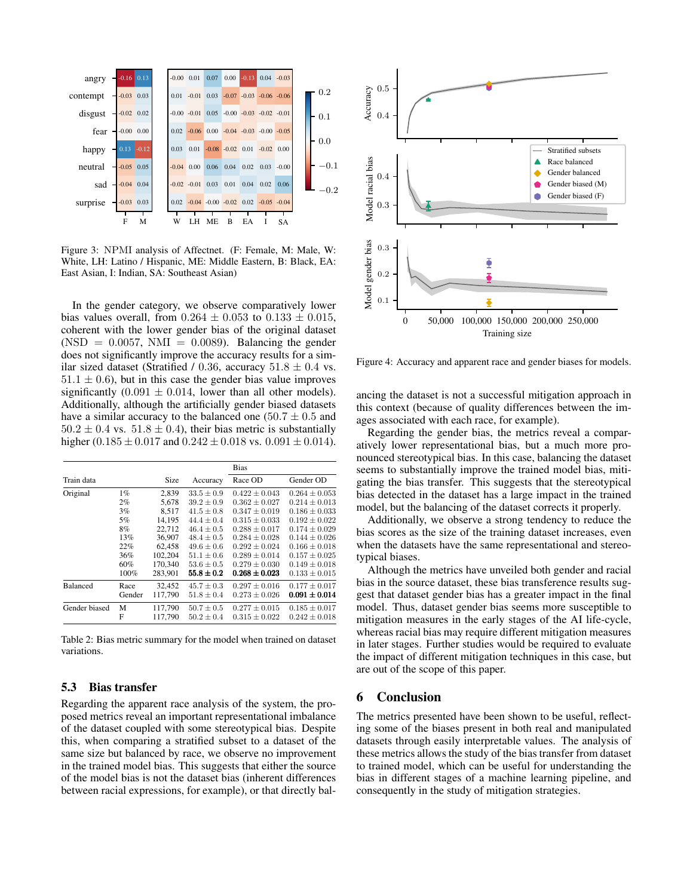Figure 3: NPMI analysis of Affectnet. (F: Female, M: Male, W: White, LH: Latino / Hispanic, ME: Middle Eastern, B: Black, EA: East Asian, I: Indian, SA: Southeast Asian)

In the gender category, we observe comparatively lower bias values overall, from $0.264 \pm 0.053$ to $0.133 \pm 0.015$, coherent with the lower gender bias of the original dataset (NSD = 0.0057, NMI = 0.0089). Balancing the gender does not significantly improve the accuracy results for a similar sized dataset (Stratified / 0.36, accuracy $51.8 \pm 0.4$ vs. $51.1 \pm 0.6$), but in this case the gender bias value improves significantly ($0.091 \pm 0.014$, lower than all other models). Additionally, although the artificially gender biased datasets have a similar accuracy to the balanced one ($50.7 \pm 0.5$ and $50.2 \pm 0.4$ vs. $51.8 \pm 0.4$), their bias metric is substantially higher ($0.185 \pm 0.017$ and $0.242 \pm 0.018$ vs. $0.091 \pm 0.014$).

| Train data | | Size | Accuracy | Bias Race OD | Bias Gender OD |
|---|---|---|---|---|---|
| Original | 1% | 2,839 | $33.5 \pm 0.9$ | $0.422 \pm 0.043$ | $0.264 \pm 0.053$ |
| | 2% | 5,678 | $39.2 \pm 0.9$ | $0.362 \pm 0.027$ | $0.214 \pm 0.013$ |
| | 3% | 8,517 | $41.5 \pm 0.8$ | $0.347 \pm 0.019$ | $0.186 \pm 0.033$ |
| | 5% | 14,195 | $44.4 \pm 0.4$ | $0.315 \pm 0.033$ | $0.192 \pm 0.022$ |
| | 8% | 22,712 | $46.4 \pm 0.5$ | $0.288 \pm 0.017$ | $0.174 \pm 0.029$ |
| | 13% | 36,907 | $48.4 \pm 0.5$ | $0.284 \pm 0.028$ | $0.144 \pm 0.026$ |
| | 22% | 62,458 | $49.6 \pm 0.6$ | $0.292 \pm 0.024$ | $0.166 \pm 0.018$ |
| | 36% | 102,204 | $51.1 \pm 0.6$ | $0.289 \pm 0.014$ | $0.157 \pm 0.025$ |
| | 60% | 170,340 | $53.6 \pm 0.5$ | $0.279 \pm 0.030$ | $0.149 \pm 0.018$ |
| | 100% | 283,901 | **$55.8 \pm 0.2$** | **$0.268 \pm 0.023$** | $0.133 \pm 0.015$ |
| Balanced | Race | 32,452 | $45.7 \pm 0.3$ | $0.297 \pm 0.016$ | $0.177 \pm 0.017$ |
| | Gender | 117,790 | $51.8 \pm 0.4$ | $0.273 \pm 0.026$ | **$0.091 \pm 0.014$** |
| Gender biased | M | 117,790 | $50.7 \pm 0.5$ | $0.277 \pm 0.015$ | $0.185 \pm 0.017$ |
| | F | 117,790 | $50.2 \pm 0.4$ | $0.315 \pm 0.022$ | $0.242 \pm 0.018$ |

Table 2: Bias metric summary for the model when trained on dataset variations.

### 5.3 Bias transfer

Regarding the apparent race analysis of the system, the proposed metrics reveal an important representational imbalance of the dataset coupled with some stereotypical bias. Despite this, when comparing a stratified subset to a dataset of the same size but balanced by race, we observe no improvement in the trained model bias. This suggests that either the source of the model bias is not the dataset bias (inherent differences between racial expressions, for example), or that directly balancing the dataset is not a successful mitigation approach in this context (because of quality differences between the images associated with each race, for example).

Figure 4: Accuracy and apparent race and gender biases for models.

Regarding the gender bias, the metrics reveal a comparatively lower representational bias, but a much more pronounced stereotypical bias. In this case, balancing the dataset seems to substantially improve the trained model bias, mitigating the bias transfer. This suggests that the stereotypical bias detected in the dataset has a large impact in the trained model, but the balancing of the dataset corrects it properly.

Additionally, we observe a strong tendency to reduce the bias scores as the size of the training dataset increases, even when the datasets have the same representational and stereotypical biases.

Although the metrics have unveiled both gender and racial bias in the source dataset, these bias transference results suggest that dataset gender bias has a greater impact in the final model. Thus, dataset gender bias seems more susceptible to mitigation measures in the early stages of the AI life-cycle, whereas racial bias may require different mitigation measures in later stages. Further studies would be required to evaluate the impact of different mitigation techniques in this case, but are out of the scope of this paper.

## 6 Conclusion

The metrics presented have been shown to be useful, reflecting some of the biases present in both real and manipulated datasets through easily interpretable values. The analysis of these metrics allows the study of the bias transfer from dataset to trained model, which can be useful for understanding the bias in different stages of a machine learning pipeline, and consequently in the study of mitigation strategies.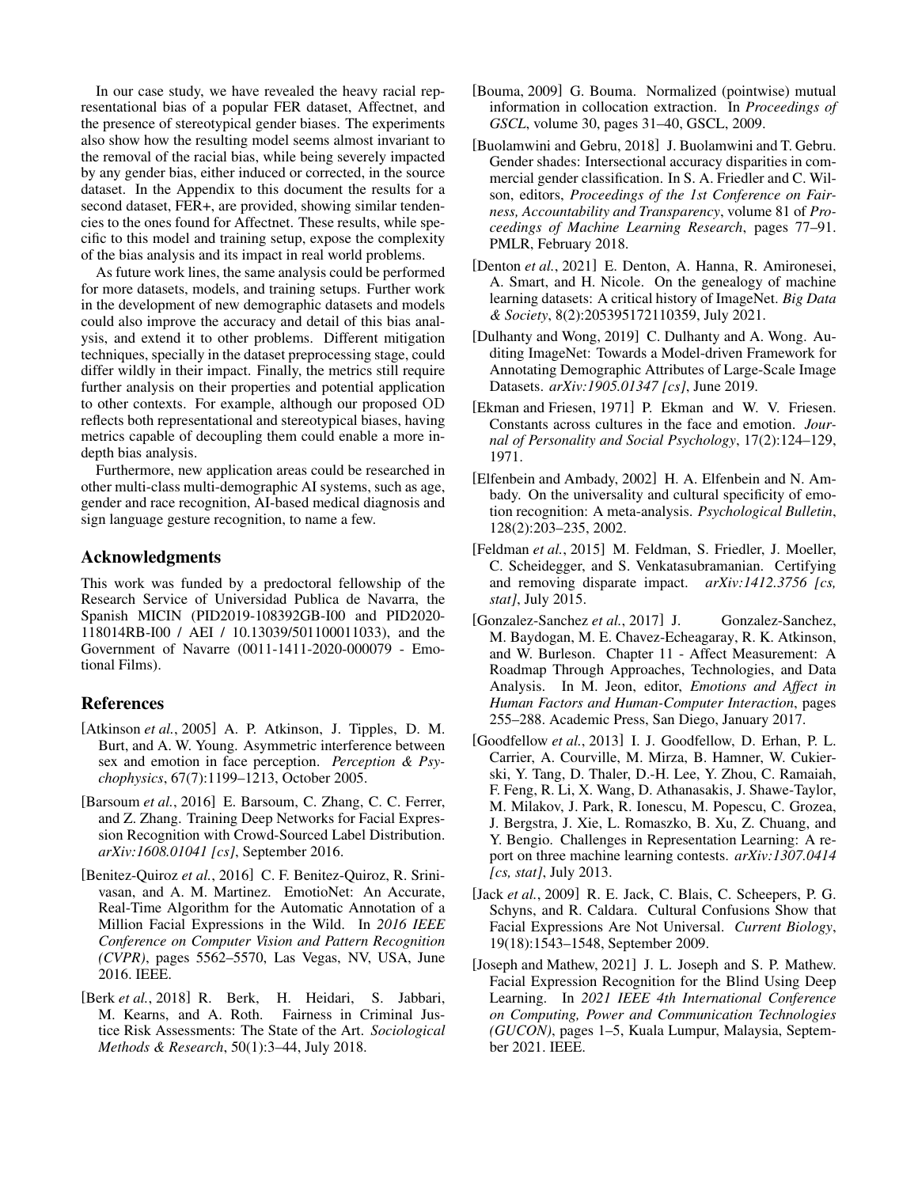In our case study, we have revealed the heavy racial representational bias of a popular FER dataset, Affectnet, and the presence of stereotypical gender biases. The experiments also show how the resulting model seems almost invariant to the removal of the racial bias, while being severely impacted by any gender bias, either induced or corrected, in the source dataset. In the Appendix to this document the results for a second dataset, FER+, are provided, showing similar tendencies to the ones found for Affectnet. These results, while specific to this model and training setup, expose the complexity of the bias analysis and its impact in real world problems.

As future work lines, the same analysis could be performed for more datasets, models, and training setups. Further work in the development of new demographic datasets and models could also improve the accuracy and detail of this bias analysis, and extend it to other problems. Different mitigation techniques, specially in the dataset preprocessing stage, could differ wildly in their impact. Finally, the metrics still require further analysis on their properties and potential application to other contexts. For example, although our proposed OD reflects both representational and stereotypical biases, having metrics capable of decoupling them could enable a more in-depth bias analysis.

Furthermore, new application areas could be researched in other multi-class multi-demographic AI systems, such as age, gender and race recognition, AI-based medical diagnosis and sign language gesture recognition, to name a few.

## Acknowledgments

This work was funded by a predoctoral fellowship of the Research Service of Universidad Publica de Navarra, the Spanish MICIN (PID2019-108392GB-I00 and PID2020-118014RB-I00 / AEI / 10.13039/501100011033), and the Government of Navarre (0011-1411-2020-000079 - Emotional Films).

## References

[Atkinson *et al.*, 2005] A. P. Atkinson, J. Tipples, D. M. Burt, and A. W. Young. Asymmetric interference between sex and emotion in face perception. *Perception & Psychophysics*, 67(7):1199–1213, October 2005.

[Barsoum *et al.*, 2016] E. Barsoum, C. Zhang, C. C. Ferrer, and Z. Zhang. Training Deep Networks for Facial Expression Recognition with Crowd-Sourced Label Distribution. *arXiv:1608.01041 [cs]*, September 2016.

[Benitez-Quiroz *et al.*, 2016] C. F. Benitez-Quiroz, R. Srinivasan, and A. M. Martinez. EmotioNet: An Accurate, Real-Time Algorithm for the Automatic Annotation of a Million Facial Expressions in the Wild. In *2016 IEEE Conference on Computer Vision and Pattern Recognition (CVPR)*, pages 5562–5570, Las Vegas, NV, USA, June 2016. IEEE.

[Berk *et al.*, 2018] R. Berk, H. Heidari, S. Jabbari, M. Kearns, and A. Roth. Fairness in Criminal Justice Risk Assessments: The State of the Art. *Sociological Methods & Research*, 50(1):3–44, July 2018.

[Bouma, 2009] G. Bouma. Normalized (pointwise) mutual information in collocation extraction. In *Proceedings of GSCL*, volume 30, pages 31–40, GSCL, 2009.

[Buolamwini and Gebru, 2018] J. Buolamwini and T. Gebru. Gender shades: Intersectional accuracy disparities in commercial gender classification. In S. A. Friedler and C. Wilson, editors, *Proceedings of the 1st Conference on Fairness, Accountability and Transparency*, volume 81 of *Proceedings of Machine Learning Research*, pages 77–91. PMLR, February 2018.

[Denton *et al.*, 2021] E. Denton, A. Hanna, R. Amironesei, A. Smart, and H. Nicole. On the genealogy of machine learning datasets: A critical history of ImageNet. *Big Data & Society*, 8(2):205395172110359, July 2021.

[Dulhanty and Wong, 2019] C. Dulhanty and A. Wong. Auditing ImageNet: Towards a Model-driven Framework for Annotating Demographic Attributes of Large-Scale Image Datasets. *arXiv:1905.01347 [cs]*, June 2019.

[Ekman and Friesen, 1971] P. Ekman and W. V. Friesen. Constants across cultures in the face and emotion. *Journal of Personality and Social Psychology*, 17(2):124–129, 1971.

[Elfenbein and Ambady, 2002] H. A. Elfenbein and N. Ambady. On the universality and cultural specificity of emotion recognition: A meta-analysis. *Psychological Bulletin*, 128(2):203–235, 2002.

[Feldman *et al.*, 2015] M. Feldman, S. Friedler, J. Moeller, C. Scheidegger, and S. Venkatasubramanian. Certifying and removing disparate impact. *arXiv:1412.3756 [cs, stat]*, July 2015.

[Gonzalez-Sanchez *et al.*, 2017] J. Gonzalez-Sanchez, M. Baydogan, M. E. Chavez-Echeagaray, R. K. Atkinson, and W. Burleson. Chapter 11 - Affect Measurement: A Roadmap Through Approaches, Technologies, and Data Analysis. In M. Jeon, editor, *Emotions and Affect in Human Factors and Human-Computer Interaction*, pages 255–288. Academic Press, San Diego, January 2017.

[Goodfellow *et al.*, 2013] I. J. Goodfellow, D. Erhan, P. L. Carrier, A. Courville, M. Mirza, B. Hamner, W. Cukierski, Y. Tang, D. Thaler, D.-H. Lee, Y. Zhou, C. Ramaiah, F. Feng, R. Li, X. Wang, D. Athanasakis, J. Shawe-Taylor, M. Milakov, J. Park, R. Ionescu, M. Popescu, C. Grozea, J. Bergstra, J. Xie, L. Romaszko, B. Xu, Z. Chuang, and Y. Bengio. Challenges in Representation Learning: A report on three machine learning contests. *arXiv:1307.0414 [cs, stat]*, July 2013.

[Jack *et al.*, 2009] R. E. Jack, C. Blais, C. Scheepers, P. G. Schyns, and R. Caldara. Cultural Confusions Show that Facial Expressions Are Not Universal. *Current Biology*, 19(18):1543–1548, September 2009.

[Joseph and Mathew, 2021] J. L. Joseph and S. P. Mathew. Facial Expression Recognition for the Blind Using Deep Learning. In *2021 IEEE 4th International Conference on Computing, Power and Communication Technologies (GUCON)*, pages 1–5, Kuala Lumpur, Malaysia, September 2021. IEEE.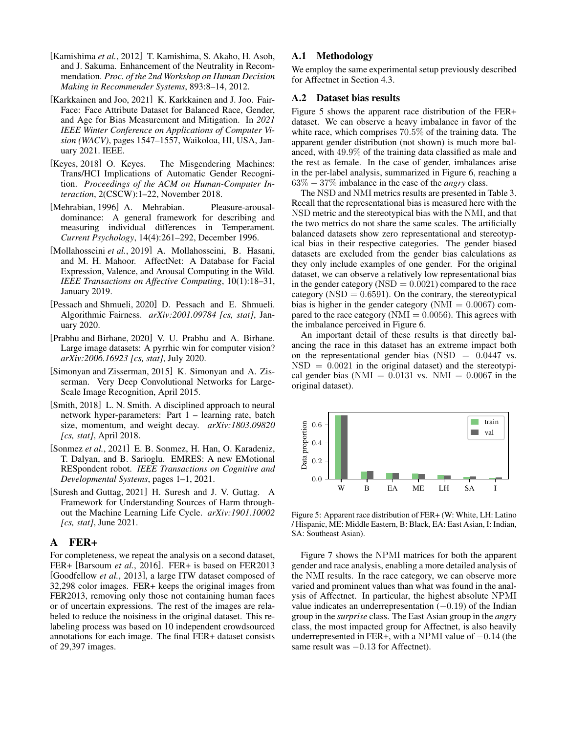[Kamishima *et al.*, 2012] T. Kamishima, S. Akaho, H. Asoh, and J. Sakuma. Enhancement of the Neutrality in Recommendation. *Proc. of the 2nd Workshop on Human Decision Making in Recommender Systems*, 893:8–14, 2012.

[Karkkainen and Joo, 2021] K. Karkkainen and J. Joo. FairFace: Face Attribute Dataset for Balanced Race, Gender, and Age for Bias Measurement and Mitigation. In *2021 IEEE Winter Conference on Applications of Computer Vision (WACV)*, pages 1547–1557, Waikoloa, HI, USA, January 2021. IEEE.

[Keyes, 2018] O. Keyes. The Misgendering Machines: Trans/HCI Implications of Automatic Gender Recognition. *Proceedings of the ACM on Human-Computer Interaction*, 2(CSCW):1–22, November 2018.

[Mehrabian, 1996] A. Mehrabian. Pleasure-arousal-dominance: A general framework for describing and measuring individual differences in Temperament. *Current Psychology*, 14(4):261–292, December 1996.

[Mollahosseini *et al.*, 2019] A. Mollahosseini, B. Hasani, and M. H. Mahoor. AffectNet: A Database for Facial Expression, Valence, and Arousal Computing in the Wild. *IEEE Transactions on Affective Computing*, 10(1):18–31, January 2019.

[Pessach and Shmueli, 2020] D. Pessach and E. Shmueli. Algorithmic Fairness. *arXiv:2001.09784 [cs, stat]*, January 2020.

[Prabhu and Birhane, 2020] V. U. Prabhu and A. Birhane. Large image datasets: A pyrrhic win for computer vision? *arXiv:2006.16923 [cs, stat]*, July 2020.

[Simonyan and Zisserman, 2015] K. Simonyan and A. Zisserman. Very Deep Convolutional Networks for Large-Scale Image Recognition, April 2015.

[Smith, 2018] L. N. Smith. A disciplined approach to neural network hyper-parameters: Part 1 – learning rate, batch size, momentum, and weight decay. *arXiv:1803.09820 [cs, stat]*, April 2018.

[Sonmez *et al.*, 2021] E. B. Sonmez, H. Han, O. Karadeniz, T. Dalyan, and B. Sarioglu. EMRES: A new EMotional RESpondent robot. *IEEE Transactions on Cognitive and Developmental Systems*, pages 1–1, 2021.

[Suresh and Guttag, 2021] H. Suresh and J. V. Guttag. A Framework for Understanding Sources of Harm throughout the Machine Learning Life Cycle. *arXiv:1901.10002 [cs, stat]*, June 2021.

# A FER+

For completeness, we repeat the analysis on a second dataset, FER+ [Barsoum *et al.*, 2016]. FER+ is based on FER2013 [Goodfellow *et al.*, 2013], a large ITW dataset composed of 32,298 color images. FER+ keeps the original images from FER2013, removing only those not containing human faces or of uncertain expressions. The rest of the images are relabeled to reduce the noisiness in the original dataset. This relabeling process was based on 10 independent crowdsourced annotations for each image. The final FER+ dataset consists of 29,397 images.

## A.1 Methodology

We employ the same experimental setup previously described for Affectnet in Section 4.3.

## A.2 Dataset bias results

Figure 5 shows the apparent race distribution of the FER+ dataset. We can observe a heavy imbalance in favor of the white race, which comprises $70.5\%$ of the training data. The apparent gender distribution (not shown) is much more balanced, with $49.9\%$ of the training data classified as male and the rest as female. In the case of gender, imbalances arise in the per-label analysis, summarized in Figure 6, reaching a $63\% - 37\%$ imbalance in the case of the *angry* class.

The NSD and NMI metrics results are presented in Table 3. Recall that the representational bias is measured here with the NSD metric and the stereotypical bias with the NMI, and that the two metrics do not share the same scales. The artificially balanced datasets show zero representational and stereotypical bias in their respective categories. The gender biased datasets are excluded from the gender bias calculations as they only include examples of one gender. For the original dataset, we can observe a relatively low representational bias in the gender category ($\mathrm{NSD} = 0.0021$) compared to the race category ($\mathrm{NSD} = 0.6591$). On the contrary, the stereotypical bias is higher in the gender category ($\mathrm{NMI} = 0.0067$) compared to the race category ($\mathrm{NMI} = 0.0056$). This agrees with the imbalance perceived in Figure 6.

An important detail of these results is that directly balancing the race in this dataset has an extreme impact both on the representational gender bias ($\mathrm{NSD} = 0.0447$ vs. $\mathrm{NSD} = 0.0021$ in the original dataset) and the stereotypical gender bias ($\mathrm{NMI} = 0.0131$ vs. $\mathrm{NMI} = 0.0067$ in the original dataset).

Figure 5: Apparent race distribution of FER+ (W: White, LH: Latino / Hispanic, ME: Middle Eastern, B: Black, EA: East Asian, I: Indian, SA: Southeast Asian).

Figure 7 shows the NPMI matrices for both the apparent gender and race analysis, enabling a more detailed analysis of the NMI results. In the race category, we can observe more varied and prominent values than what was found in the analysis of Affectnet. In particular, the highest absolute NPMI value indicates an underrepresentation ($-0.19$) of the Indian group in the *surprise* class. The East Asian group in the *angry* class, the most impacted group for Affectnet, is also heavily underrepresented in FER+, with a NPMI value of $-0.14$ (the same result was $-0.13$ for Affectnet).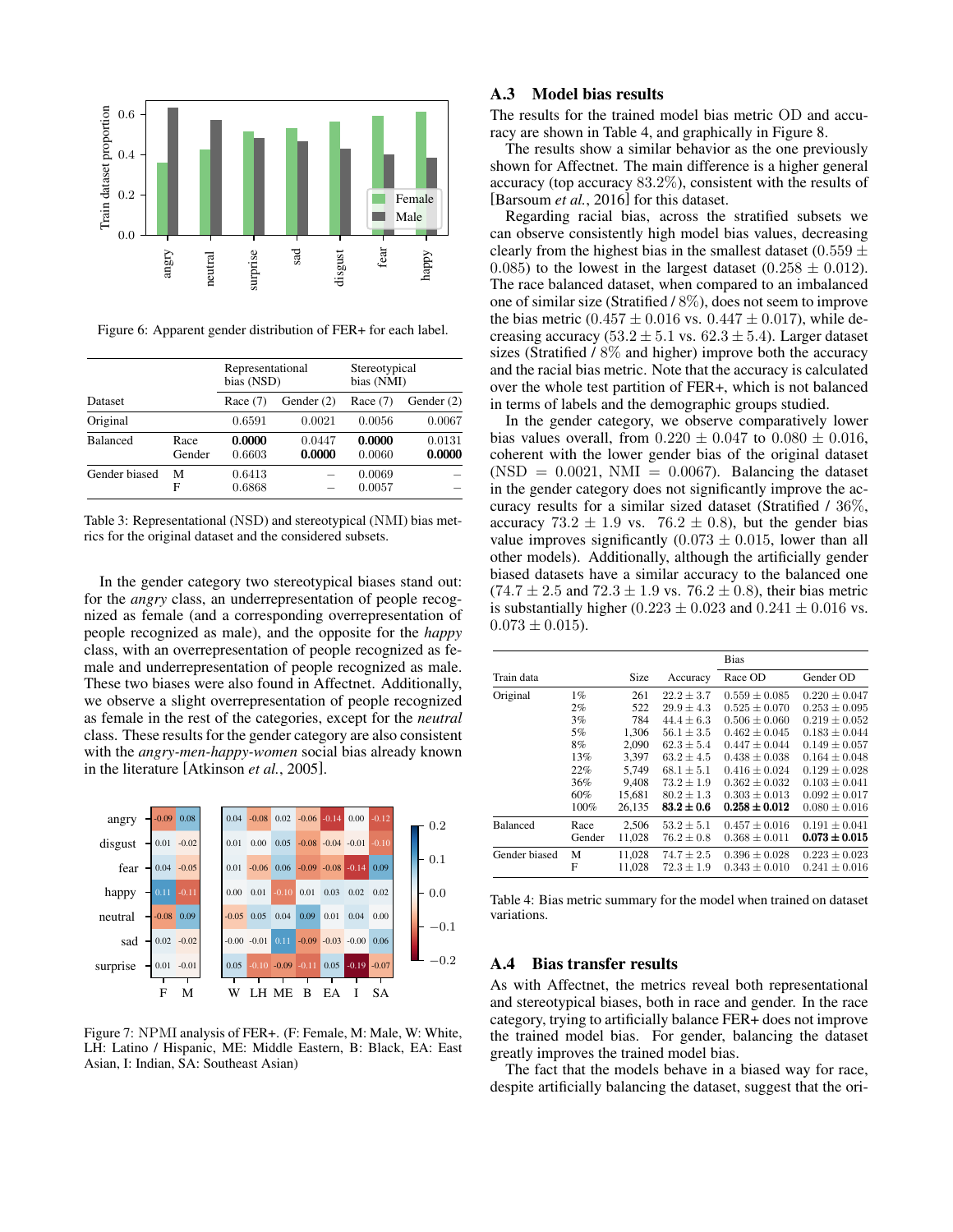Figure 6: Apparent gender distribution of FER+ for each label.

| Dataset | | Representational bias (NSD) Race (7) | Representational bias (NSD) Gender (2) | Stereotypical bias (NMI) Race (7) | Stereotypical bias (NMI) Gender (2) |
|---|---|---|---|---|---|
| Original | | 0.6591 | 0.0021 | 0.0056 | 0.0067 |
| Balanced | Race | **0.0000** | 0.0447 | **0.0000** | 0.0131 |
| | Gender | 0.6603 | **0.0000** | 0.0060 | **0.0000** |
| Gender biased | M | 0.6413 | – | 0.0069 | – |
| | F | 0.6868 | – | 0.0057 | – |

Table 3: Representational (NSD) and stereotypical (NMI) bias metrics for the original dataset and the considered subsets.

In the gender category two stereotypical biases stand out: for the *angry* class, an underrepresentation of people recognized as female (and a corresponding overrepresentation of people recognized as male), and the opposite for the *happy* class, with an overrepresentation of people recognized as female and underrepresentation of people recognized as male. These two biases were also found in Affectnet. Additionally, we observe a slight overrepresentation of people recognized as female in the rest of the categories, except for the *neutral* class. These results for the gender category are also consistent with the *angry-men-happy-women* social bias already known in the literature [Atkinson *et al.*, 2005].

Figure 7: NPMI analysis of FER+. (F: Female, M: Male, W: White, LH: Latino / Hispanic, ME: Middle Eastern, B: Black, EA: East Asian, I: Indian, SA: Southeast Asian)

## A.3 Model bias results

The results for the trained model bias metric OD and accuracy are shown in Table 4, and graphically in Figure 8.

The results show a similar behavior as the one previously shown for Affectnet. The main difference is a higher general accuracy (top accuracy 83.2%), consistent with the results of [Barsoum *et al.*, 2016] for this dataset.

Regarding racial bias, across the stratified subsets we can observe consistently high model bias values, decreasing clearly from the highest bias in the smallest dataset ($0.559 \pm 0.085$) to the lowest in the largest dataset ($0.258 \pm 0.012$). The race balanced dataset, when compared to an imbalanced one of similar size (Stratified / 8%), does not seem to improve the bias metric ($0.457 \pm 0.016$ vs. $0.447 \pm 0.017$), while decreasing accuracy ($53.2 \pm 5.1$ vs. $62.3 \pm 5.4$). Larger dataset sizes (Stratified / 8% and higher) improve both the accuracy and the racial bias metric. Note that the accuracy is calculated over the whole test partition of FER+, which is not balanced in terms of labels and the demographic groups studied.

In the gender category, we observe comparatively lower bias values overall, from $0.220 \pm 0.047$ to $0.080 \pm 0.016$, coherent with the lower gender bias of the original dataset (NSD $= 0.0021$, NMI $= 0.0067$). Balancing the dataset in the gender category does not significantly improve the accuracy results for a similar sized dataset (Stratified / 36%, accuracy $73.2 \pm 1.9$ vs. $76.2 \pm 0.8$), but the gender bias value improves significantly ($0.073 \pm 0.015$, lower than all other models). Additionally, although the artificially gender biased datasets have a similar accuracy to the balanced one ($74.7 \pm 2.5$ and $72.3 \pm 1.9$ vs. $76.2 \pm 0.8$), their bias metric is substantially higher ($0.223 \pm 0.023$ and $0.241 \pm 0.016$ vs. $0.073 \pm 0.015$).

| Train data | | Size | Accuracy | Bias Race OD | Bias Gender OD |
|---|---|---|---|---|---|
| Original | 1% | 261 | $22.2 \pm 3.7$ | $0.559 \pm 0.085$ | $0.220 \pm 0.047$ |
| | 2% | 522 | $29.9 \pm 4.3$ | $0.525 \pm 0.070$ | $0.253 \pm 0.095$ |
| | 3% | 784 | $44.4 \pm 6.3$ | $0.506 \pm 0.060$ | $0.219 \pm 0.052$ |
| | 5% | 1,306 | $56.1 \pm 3.5$ | $0.462 \pm 0.045$ | $0.183 \pm 0.044$ |
| | 8% | 2,090 | $62.3 \pm 5.4$ | $0.447 \pm 0.044$ | $0.149 \pm 0.057$ |
| | 13% | 3,397 | $63.2 \pm 4.5$ | $0.438 \pm 0.038$ | $0.164 \pm 0.048$ |
| | 22% | 5,749 | $68.1 \pm 5.1$ | $0.416 \pm 0.024$ | $0.129 \pm 0.028$ |
| | 36% | 9,408 | $73.2 \pm 1.9$ | $0.362 \pm 0.032$ | $0.103 \pm 0.041$ |
| | 60% | 15,681 | $80.2 \pm 1.3$ | $0.303 \pm 0.013$ | $0.092 \pm 0.017$ |
| | 100% | 26,135 | $\mathbf{83.2 \pm 0.6}$ | $\mathbf{0.258 \pm 0.012}$ | $0.080 \pm 0.016$ |
| Balanced | Race | 2,506 | $53.2 \pm 5.1$ | $0.457 \pm 0.016$ | $0.191 \pm 0.041$ |
| | Gender | 11,028 | $76.2 \pm 0.8$ | $0.368 \pm 0.011$ | $\mathbf{0.073 \pm 0.015}$ |
| Gender biased | M | 11,028 | $74.7 \pm 2.5$ | $0.396 \pm 0.028$ | $0.223 \pm 0.023$ |
| | F | 11,028 | $72.3 \pm 1.9$ | $0.343 \pm 0.010$ | $0.241 \pm 0.016$ |

Table 4: Bias metric summary for the model when trained on dataset variations.

## A.4 Bias transfer results

As with Affectnet, the metrics reveal both representational and stereotypical biases, both in race and gender. In the race category, trying to artificially balance FER+ does not improve the trained model bias. For gender, balancing the dataset greatly improves the trained model bias.

The fact that the models behave in a biased way for race, despite artificially balancing the dataset, suggest that the ori-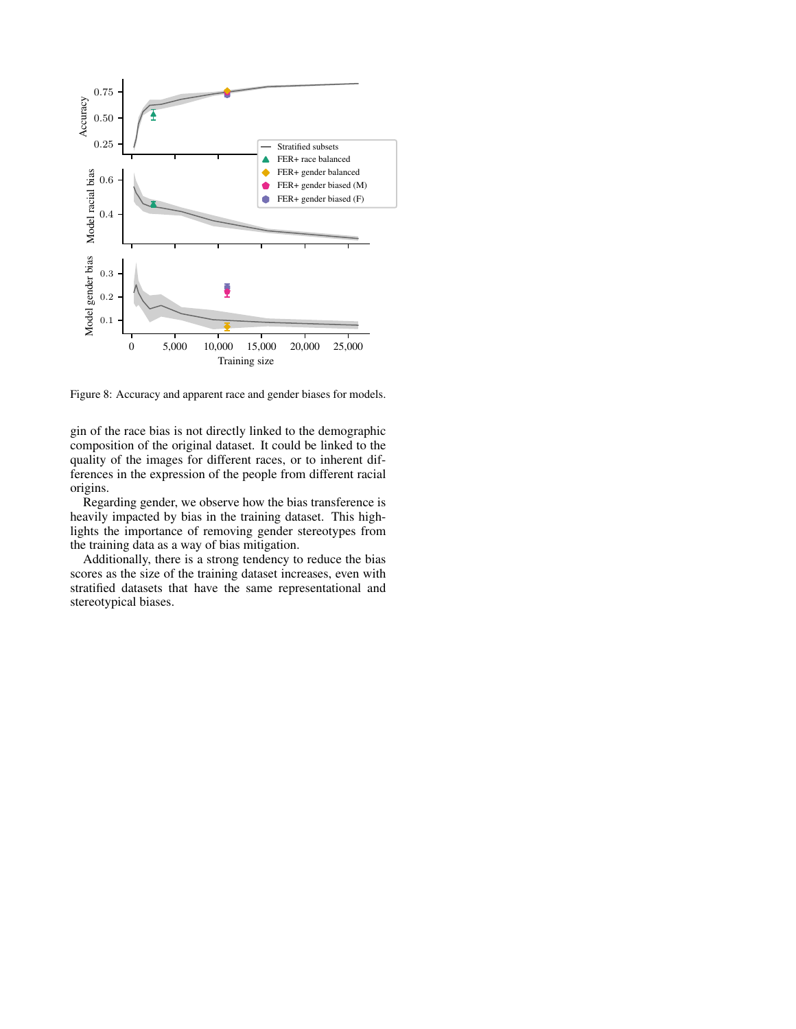Accuracy

0.75

0.50

0.25

Model racial bias

0.6

0.4

Model gender bias

0.3

0.2

0.1

0 5,000 10,000 15,000 20,000 25,000

Training size

Stratified subsets
FER+ race balanced
FER+ gender balanced
FER+ gender biased (M)
FER+ gender biased (F)

Figure 8: Accuracy and apparent race and gender biases for models.

gin of the race bias is not directly linked to the demographic composition of the original dataset. It could be linked to the quality of the images for different races, or to inherent differences in the expression of the people from different racial origins.

Regarding gender, we observe how the bias transference is heavily impacted by bias in the training dataset. This highlights the importance of removing gender stereotypes from the training data as a way of bias mitigation.

Additionally, there is a strong tendency to reduce the bias scores as the size of the training dataset increases, even with stratified datasets that have the same representational and stereotypical biases.